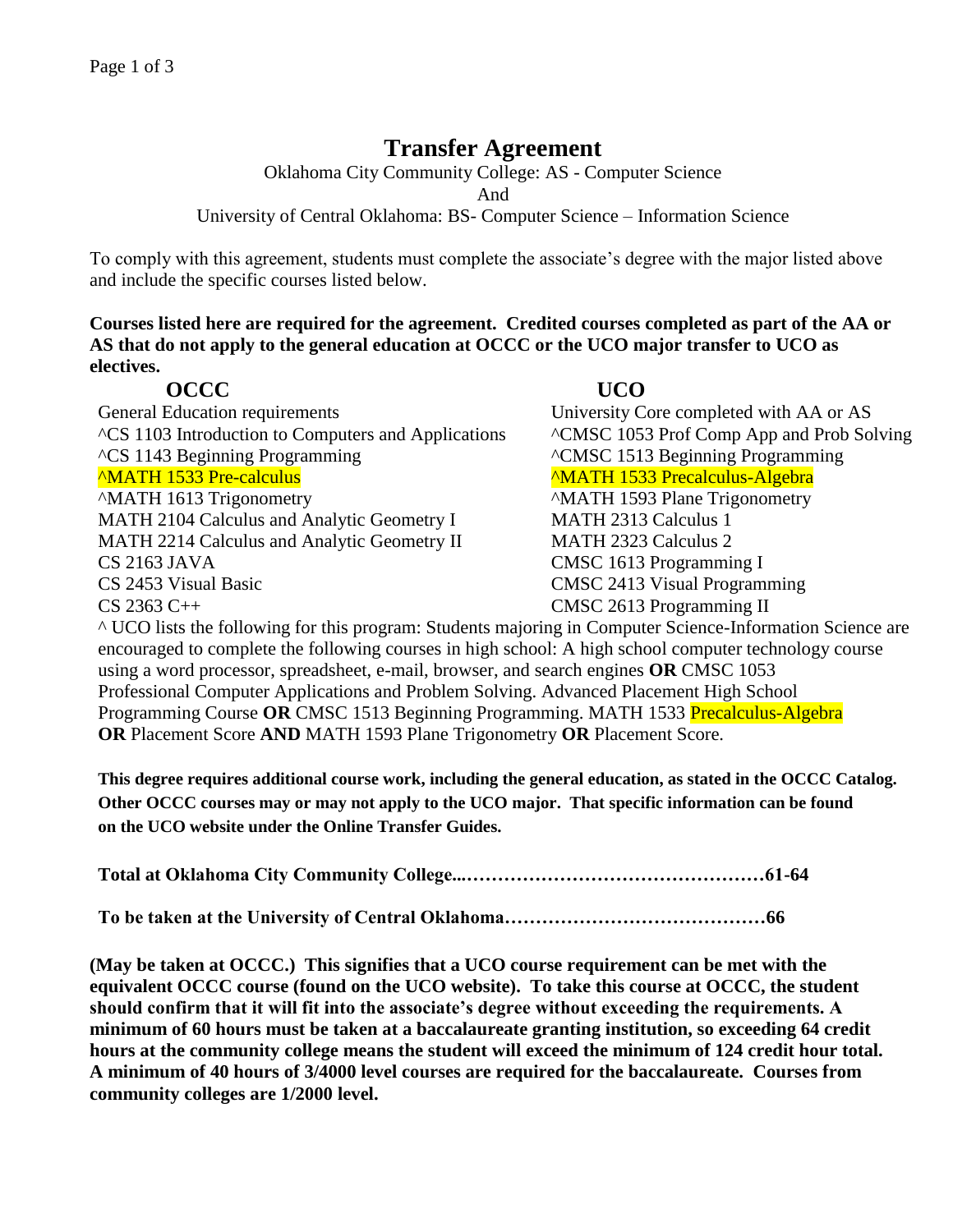# Transfer Agreement

Oklahoma City Community College: AS - Computer Science

And

University of Central Oklahoma: BS- Computer Science – Information Science

To comply with this agreement, students must complete the associate's degree with the major listed above and include the specific courses listed below.

**Courses listed here are required for the agreement. Credited courses completed as part of the AA or AS that do not apply to the general education at OCCC or the UCO major transfer to UCO as electives.**

| OCCC | UCO |
| --- | --- |
| General Education requirements | University Core completed with AA or AS |
| ^CS 1103 Introduction to Computers and Applications | ^CMSC 1053 Prof Comp App and Prob Solving |
| ^CS 1143 Beginning Programming | ^CMSC 1513 Beginning Programming |
| ^MATH 1533 Pre-calculus | ^MATH 1533 Precalculus-Algebra |
| ^MATH 1613 Trigonometry | ^MATH 1593 Plane Trigonometry |
| MATH 2104 Calculus and Analytic Geometry I | MATH 2313 Calculus 1 |
| MATH 2214 Calculus and Analytic Geometry II | MATH 2323 Calculus 2 |
| CS 2163 JAVA | CMSC 1613 Programming I |
| CS 2453 Visual Basic | CMSC 2413 Visual Programming |
| CS 2363 C++ | CMSC 2613 Programming II |

^ UCO lists the following for this program: Students majoring in Computer Science-Information Science are encouraged to complete the following courses in high school: A high school computer technology course using a word processor, spreadsheet, e-mail, browser, and search engines **OR** CMSC 1053 Professional Computer Applications and Problem Solving. Advanced Placement High School Programming Course **OR** CMSC 1513 Beginning Programming. MATH 1533 Precalculus-Algebra **OR** Placement Score **AND** MATH 1593 Plane Trigonometry **OR** Placement Score.

**This degree requires additional course work, including the general education, as stated in the OCCC Catalog. Other OCCC courses may or may not apply to the UCO major. That specific information can be found on the UCO website under the Online Transfer Guides.**

**Total at Oklahoma City Community College...…………………………………………61-64**

**To be taken at the University of Central Oklahoma……………………………………66**

**(May be taken at OCCC.) This signifies that a UCO course requirement can be met with the equivalent OCCC course (found on the UCO website). To take this course at OCCC, the student should confirm that it will fit into the associate's degree without exceeding the requirements. A minimum of 60 hours must be taken at a baccalaureate granting institution, so exceeding 64 credit hours at the community college means the student will exceed the minimum of 124 credit hour total. A minimum of 40 hours of 3/4000 level courses are required for the baccalaureate. Courses from community colleges are 1/2000 level.**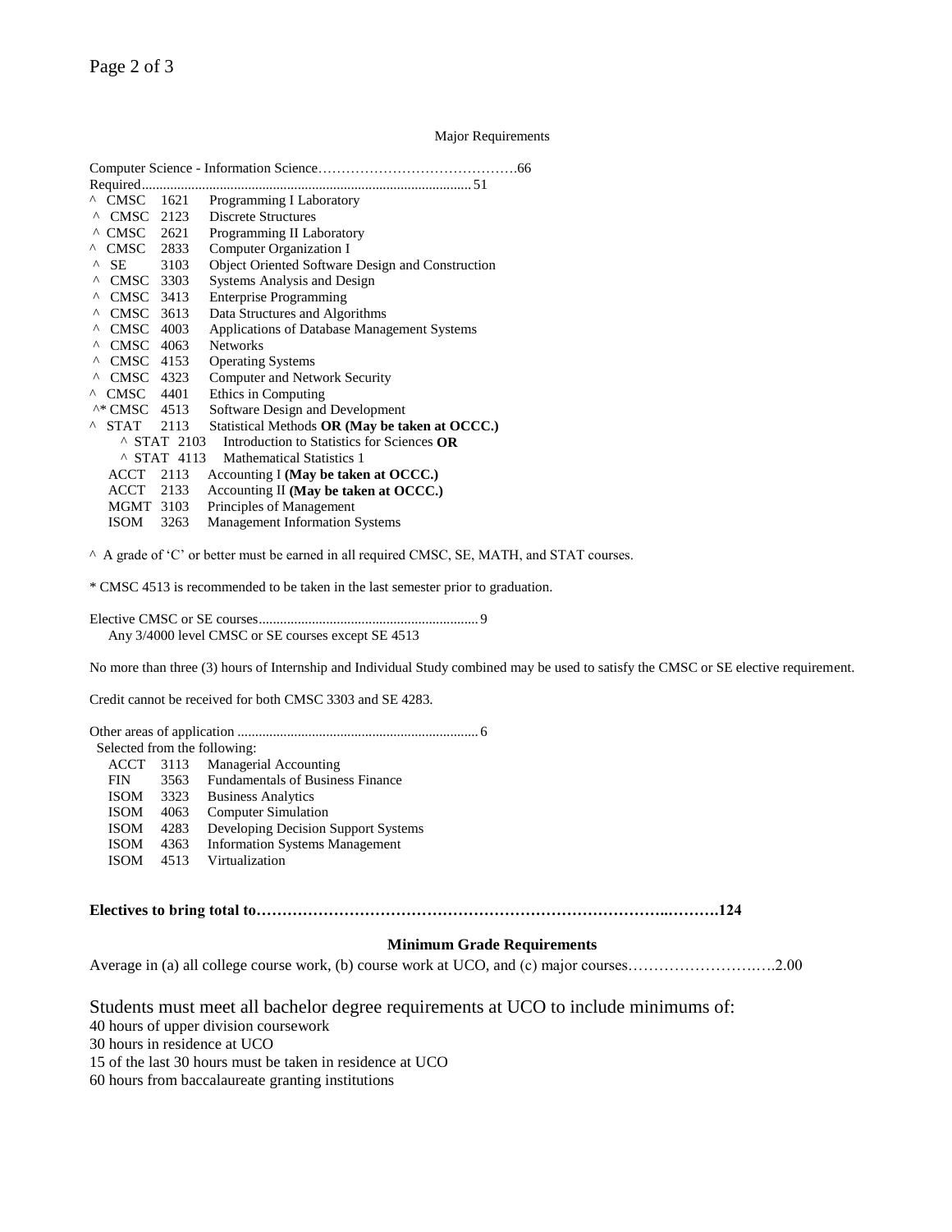Major Requirements

Computer Science - Information Science…………………………………….66

Required............................................................................................51

^ CMSC 1621 Programming I Laboratory
^ CMSC 2123 Discrete Structures
^ CMSC 2621 Programming II Laboratory
^ CMSC 2833 Computer Organization I
^ SE 3103 Object Oriented Software Design and Construction
^ CMSC 3303 Systems Analysis and Design
^ CMSC 3413 Enterprise Programming
^ CMSC 3613 Data Structures and Algorithms
^ CMSC 4003 Applications of Database Management Systems
^ CMSC 4063 Networks
^ CMSC 4153 Operating Systems
^ CMSC 4323 Computer and Network Security
^ CMSC 4401 Ethics in Computing
^* CMSC 4513 Software Design and Development
^ STAT 2113 Statistical Methods **OR (May be taken at OCCC.)**
  ^ STAT 2103 Introduction to Statistics for Sciences **OR**
  ^ STAT 4113 Mathematical Statistics 1
ACCT 2113 Accounting I **(May be taken at OCCC.)**
ACCT 2133 Accounting II **(May be taken at OCCC.)**
MGMT 3103 Principles of Management
ISOM 3263 Management Information Systems

^ A grade of 'C' or better must be earned in all required CMSC, SE, MATH, and STAT courses.

* CMSC 4513 is recommended to be taken in the last semester prior to graduation.

Elective CMSC or SE courses..............................................................9
Any 3/4000 level CMSC or SE courses except SE 4513

No more than three (3) hours of Internship and Individual Study combined may be used to satisfy the CMSC or SE elective requirement.

Credit cannot be received for both CMSC 3303 and SE 4283.

Other areas of application ....................................................................6
Selected from the following:

ACCT 3113 Managerial Accounting
FIN 3563 Fundamentals of Business Finance
ISOM 3323 Business Analytics
ISOM 4063 Computer Simulation
ISOM 4283 Developing Decision Support Systems
ISOM 4363 Information Systems Management
ISOM 4513 Virtualization

**Electives to bring total to………………………………………………………………..……….124**

**Minimum Grade Requirements**

Average in (a) all college course work, (b) course work at UCO, and (c) major courses……………………….….2.00

Students must meet all bachelor degree requirements at UCO to include minimums of:
40 hours of upper division coursework
30 hours in residence at UCO
15 of the last 30 hours must be taken in residence at UCO
60 hours from baccalaureate granting institutions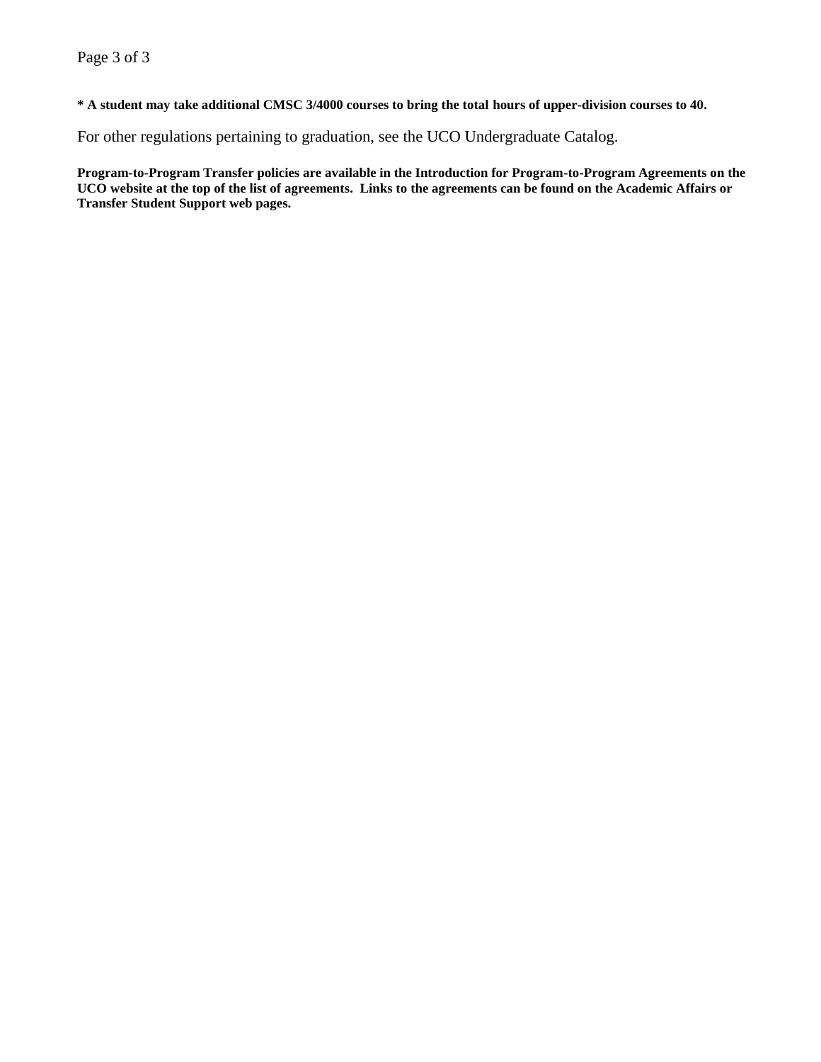**\* A student may take additional CMSC 3/4000 courses to bring the total hours of upper-division courses to 40.**

For other regulations pertaining to graduation, see the UCO Undergraduate Catalog.

**Program-to-Program Transfer policies are available in the Introduction for Program-to-Program Agreements on the UCO website at the top of the list of agreements. Links to the agreements can be found on the Academic Affairs or Transfer Student Support web pages.**